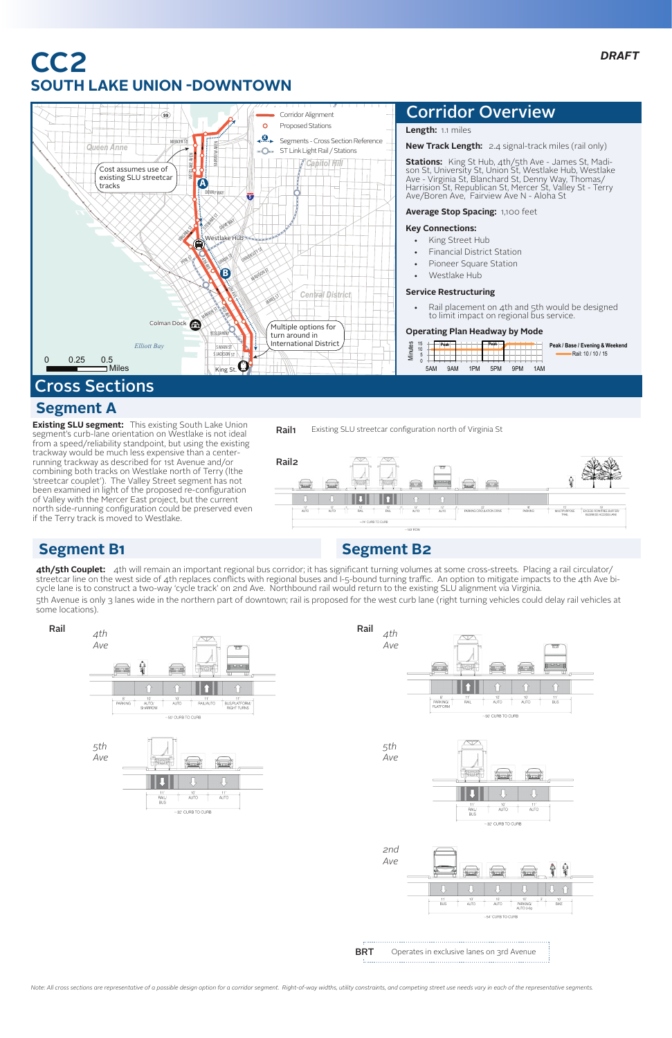# CC2

## SOUTH LAKE UNION -DOWNTOWN

DRAFT

Cost assumes use of existing SLU streetcar tracks

Multiple options for turn around in International District

Corridor Alignment
Proposed Stations
Segments - Cross Section Reference
ST Link Light Rail / Stations

## Corridor Overview

**Length:** 1.1 miles

**New Track Length:** 2.4 signal-track miles (rail only)

**Stations:** King St Hub, 4th/5th Ave - James St, Madison St, University St, Union St, Westlake Hub, Westlake Ave - Virginia St, Blanchard St, Denny Way, Thomas/Harrision St, Republican St, Mercer St, Valley St - Terry Ave/Boren Ave, Fairview Ave N - Aloha St

**Average Stop Spacing:** 1,100 feet

**Key Connections:**

- King Street Hub
- Financial District Station
- Pioneer Square Station
- Westlake Hub

**Service Restructuring**

- Rail placement on 4th and 5th would be designed to limit impact on regional bus service.

**Operating Plan Headway by Mode**

Peak / Base / Evening & Weekend
Rail: 10 / 10 / 15

## Cross Sections

### Segment A

**Existing SLU segment:** This existing South Lake Union segment's curb-lane orientation on Westlake is not ideal from a speed/reliability standpoint, but using the existing trackway would be much less expensive than a center-running trackway as described for 1st Avenue and/or combining both tracks on Westlake north of Terry (the 'streetcar couplet'). The Valley Street segment has not been examined in light of the proposed re-configuration of Valley with the Mercer East project, but the current north side-running configuration could be preserved even if the Terry track is moved to Westlake.

**Rail1** Existing SLU streetcar configuration north of Virginia St

**Rail2**

### Segment B1

### Segment B2

**4th/5th Couplet:** 4th will remain an important regional bus corridor; it has significant turning volumes at some cross-streets. Placing a rail circulator/streetcar line on the west side of 4th replaces conflicts with regional buses and I-5-bound turning traffic. An option to mitigate impacts to the 4th Ave bicycle lane is to construct a two-way 'cycle track' on 2nd Ave. Northbound rail would return to the existing SLU alignment via Virginia.

5th Avenue is only 3 lanes wide in the northern part of downtown; rail is proposed for the west curb lane (right turning vehicles could delay rail vehicles at some locations).

**Rail** 4th Ave

5th Ave

**Rail** 4th Ave

5th Ave

2nd Ave

**BRT** Operates in exclusive lanes on 3rd Avenue

*Note: All cross sections are representative of a possible design option for a corridor segment. Right-of-way widths, utility constraints, and competing street use needs vary in each of the representative segments.*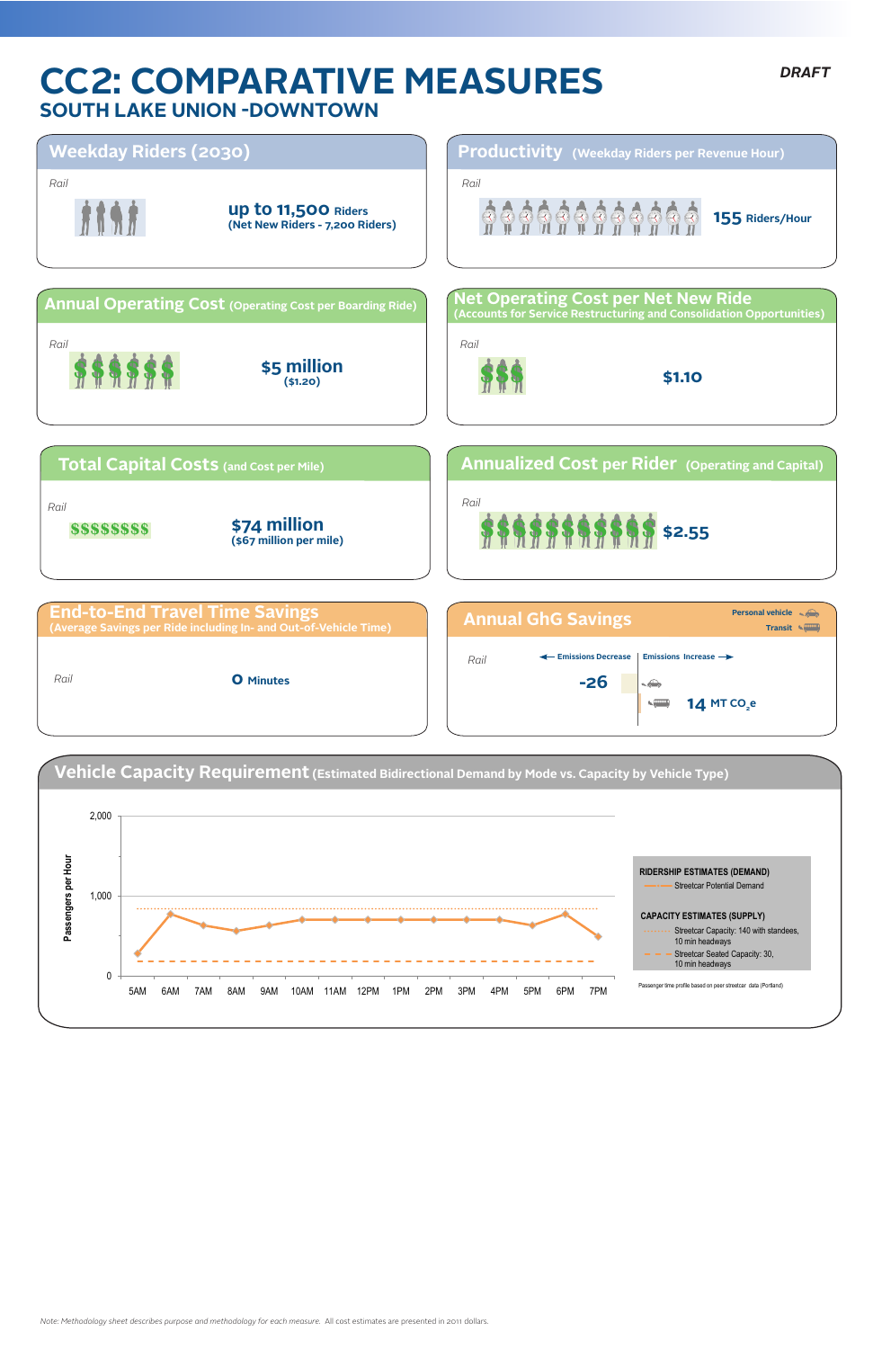# CC2: COMPARATIVE MEASURES

*DRAFT*

## SOUTH LAKE UNION -DOWNTOWN

### Weekday Riders (2030)

*Rail*

**up to 11,500 Riders**
**(Net New Riders - 7,200 Riders)**

### Productivity (Weekday Riders per Revenue Hour)

*Rail*

**155 Riders/Hour**

### Annual Operating Cost (Operating Cost per Boarding Ride)

*Rail*

**$5 million**
**($1.20)**

### Net Operating Cost per Net New Ride (Accounts for Service Restructuring and Consolidation Opportunities)

*Rail*

**$1.10**

### Total Capital Costs (and Cost per Mile)

*Rail*

$$$$$$$$

**$74 million**
**($67 million per mile)**

### Annualized Cost per Rider (Operating and Capital)

*Rail*

**$2.55**

### End-to-End Travel Time Savings (Average Savings per Ride including In- and Out-of-Vehicle Time)

*Rail*

**0 Minutes**

### Annual GhG Savings

Personal vehicle
Transit

*Rail*

← Emissions Decrease | Emissions Increase →

**-26**

**14 MT $CO_2e$**

### Vehicle Capacity Requirement (Estimated Bidirectional Demand by Mode vs. Capacity by Vehicle Type)

Passengers per Hour

2,000
1,000
0

5AM 6AM 7AM 8AM 9AM 10AM 11AM 12PM 1PM 2PM 3PM 4PM 5PM 6PM 7PM

RIDERSHIP ESTIMATES (DEMAND)
Streetcar Potential Demand

CAPACITY ESTIMATES (SUPPLY)
Streetcar Capacity: 140 with standees, 10 min headways
Streetcar Seated Capacity: 30, 10 min headways

Passenger time profile based on peer streetcar data (Portland)

*Note: Methodology sheet describes purpose and methodology for each measure.* All cost estimates are presented in 2011 dollars.